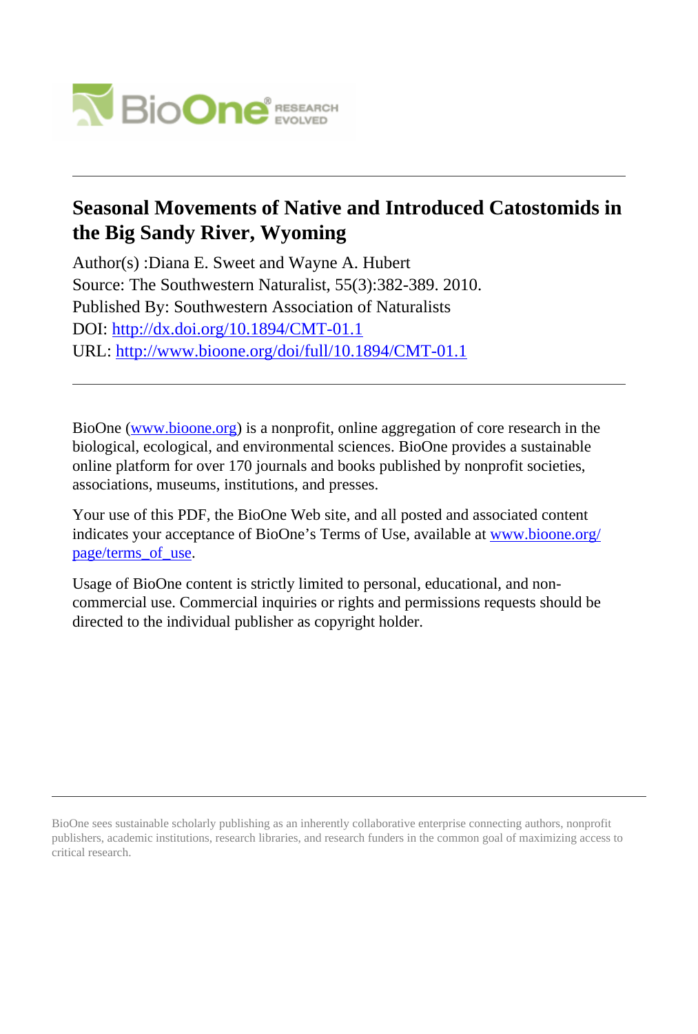# Seasonal Movements of Native and Introduced Catostomids in the Big Sandy River, Wyoming

Author(s) :Diana E. Sweet and Wayne A. Hubert
Source: The Southwestern Naturalist, 55(3):382-389. 2010.
Published By: Southwestern Association of Naturalists
DOI: http://dx.doi.org/10.1894/CMT-01.1
URL: http://www.bioone.org/doi/full/10.1894/CMT-01.1

---

BioOne (www.bioone.org) is a nonprofit, online aggregation of core research in the biological, ecological, and environmental sciences. BioOne provides a sustainable online platform for over 170 journals and books published by nonprofit societies, associations, museums, institutions, and presses.

Your use of this PDF, the BioOne Web site, and all posted and associated content indicates your acceptance of BioOne's Terms of Use, available at www.bioone.org/page/terms_of_use.

Usage of BioOne content is strictly limited to personal, educational, and non-commercial use. Commercial inquiries or rights and permissions requests should be directed to the individual publisher as copyright holder.

---

BioOne sees sustainable scholarly publishing as an inherently collaborative enterprise connecting authors, nonprofit publishers, academic institutions, research libraries, and research funders in the common goal of maximizing access to critical research.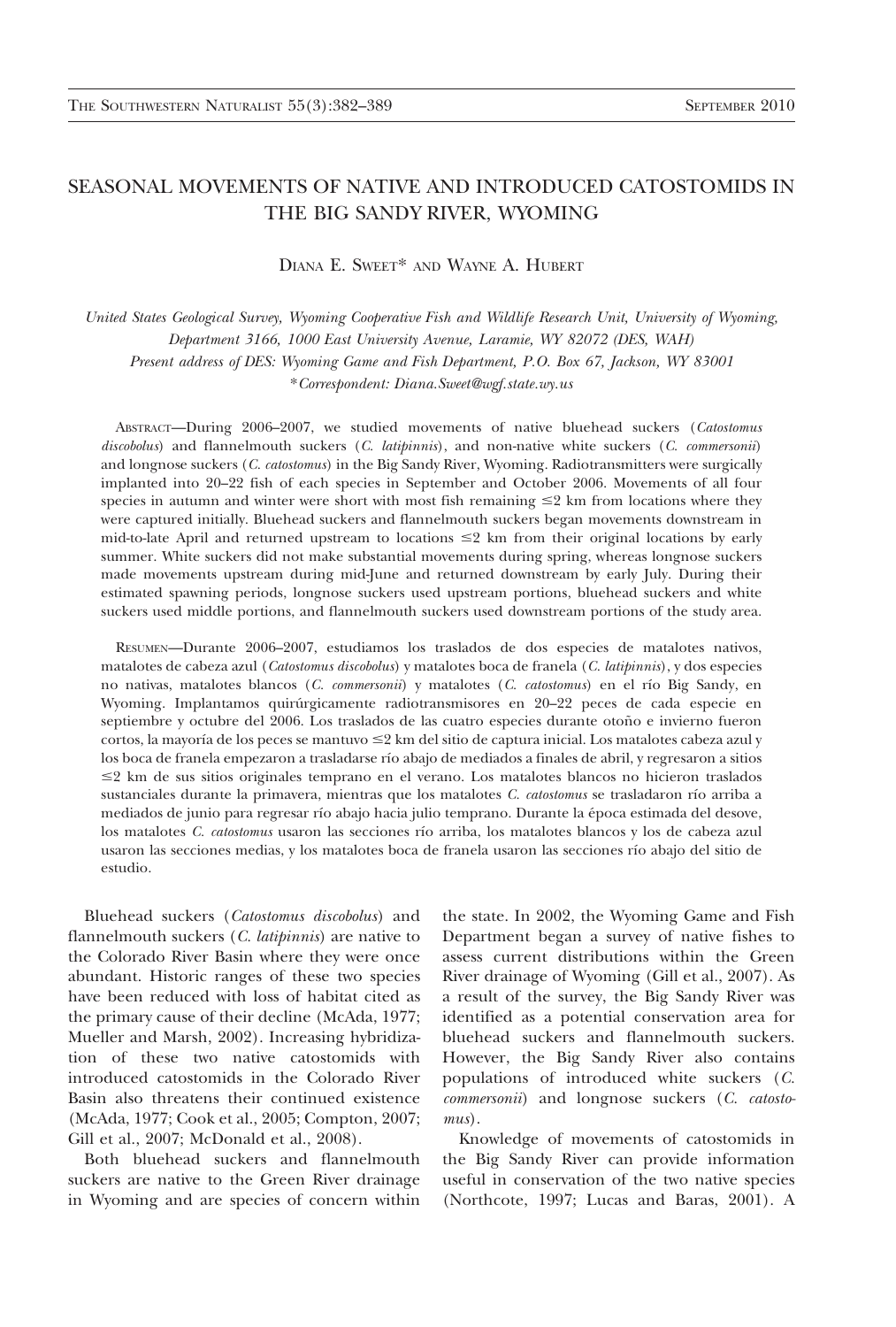# SEASONAL MOVEMENTS OF NATIVE AND INTRODUCED CATOSTOMIDS IN THE BIG SANDY RIVER, WYOMING

Diana E. Sweet* and Wayne A. Hubert

*United States Geological Survey, Wyoming Cooperative Fish and Wildlife Research Unit, University of Wyoming, Department 3166, 1000 East University Avenue, Laramie, WY 82072 (DES, WAH)*
*Present address of DES: Wyoming Game and Fish Department, P.O. Box 67, Jackson, WY 83001*
*\*Correspondent: Diana.Sweet@wgf.state.wy.us*

Abstract—During 2006–2007, we studied movements of native bluehead suckers (*Catostomus discobolus*) and flannelmouth suckers (*C. latipinnis*), and non-native white suckers (*C. commersonii*) and longnose suckers (*C. catostomus*) in the Big Sandy River, Wyoming. Radiotransmitters were surgically implanted into 20–22 fish of each species in September and October 2006. Movements of all four species in autumn and winter were short with most fish remaining ≤2 km from locations where they were captured initially. Bluehead suckers and flannelmouth suckers began movements downstream in mid-to-late April and returned upstream to locations ≤2 km from their original locations by early summer. White suckers did not make substantial movements during spring, whereas longnose suckers made movements upstream during mid-June and returned downstream by early July. During their estimated spawning periods, longnose suckers used upstream portions, bluehead suckers and white suckers used middle portions, and flannelmouth suckers used downstream portions of the study area.

Resumen—Durante 2006–2007, estudiamos los traslados de dos especies de matalotes nativos, matalotes de cabeza azul (*Catostomus discobolus*) y matalotes boca de franela (*C. latipinnis*), y dos especies no nativas, matalotes blancos (*C. commersonii*) y matalotes (*C. catostomus*) en el río Big Sandy, en Wyoming. Implantamos quirúrgicamente radiotransmisores en 20–22 peces de cada especie en septiembre y octubre del 2006. Los traslados de las cuatro especies durante otoño e invierno fueron cortos, la mayoría de los peces se mantuvo ≤2 km del sitio de captura inicial. Los matalotes cabeza azul y los boca de franela empezaron a trasladarse río abajo de mediados a finales de abril, y regresaron a sitios ≤2 km de sus sitios originales temprano en el verano. Los matalotes blancos no hicieron traslados sustanciales durante la primavera, mientras que los matalotes *C. catostomus* se trasladaron río arriba a mediados de junio para regresar río abajo hacia julio temprano. Durante la época estimada del desove, los matalotes *C. catostomus* usaron las secciones río arriba, los matalotes blancos y los de cabeza azul usaron las secciones medias, y los matalotes boca de franela usaron las secciones río abajo del sitio de estudio.

Bluehead suckers (*Catostomus discobolus*) and flannelmouth suckers (*C. latipinnis*) are native to the Colorado River Basin where they were once abundant. Historic ranges of these two species have been reduced with loss of habitat cited as the primary cause of their decline (McAda, 1977; Mueller and Marsh, 2002). Increasing hybridization of these two native catostomids with introduced catostomids in the Colorado River Basin also threatens their continued existence (McAda, 1977; Cook et al., 2005; Compton, 2007; Gill et al., 2007; McDonald et al., 2008).

Both bluehead suckers and flannelmouth suckers are native to the Green River drainage in Wyoming and are species of concern within the state. In 2002, the Wyoming Game and Fish Department began a survey of native fishes to assess current distributions within the Green River drainage of Wyoming (Gill et al., 2007). As a result of the survey, the Big Sandy River was identified as a potential conservation area for bluehead suckers and flannelmouth suckers. However, the Big Sandy River also contains populations of introduced white suckers (*C. commersonii*) and longnose suckers (*C. catostomus*).

Knowledge of movements of catostomids in the Big Sandy River can provide information useful in conservation of the two native species (Northcote, 1997; Lucas and Baras, 2001). A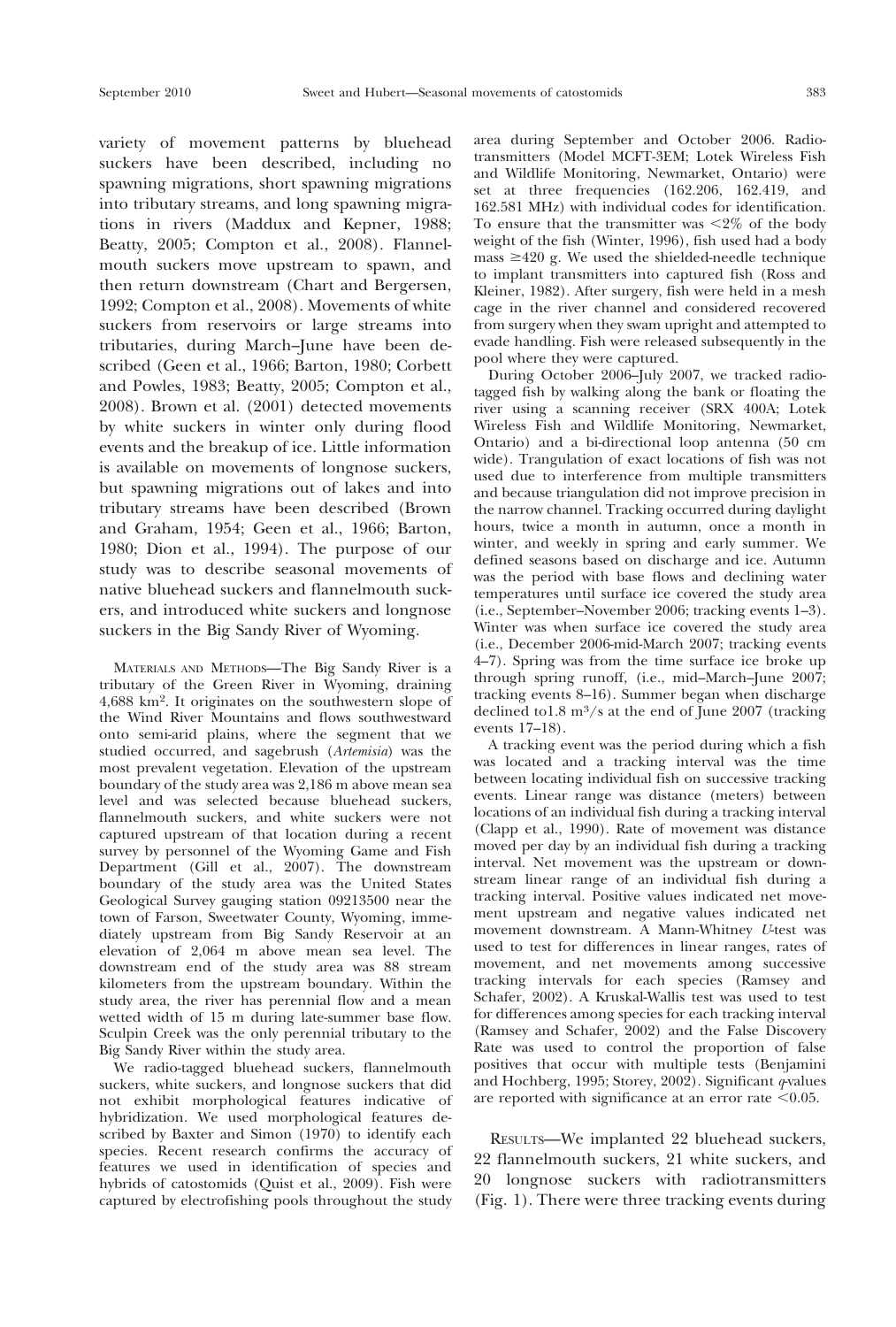variety of movement patterns by bluehead suckers have been described, including no spawning migrations, short spawning migrations into tributary streams, and long spawning migrations in rivers (Maddux and Kepner, 1988; Beatty, 2005; Compton et al., 2008). Flannelmouth suckers move upstream to spawn, and then return downstream (Chart and Bergersen, 1992; Compton et al., 2008). Movements of white suckers from reservoirs or large streams into tributaries, during March–June have been described (Geen et al., 1966; Barton, 1980; Corbett and Powles, 1983; Beatty, 2005; Compton et al., 2008). Brown et al. (2001) detected movements by white suckers in winter only during flood events and the breakup of ice. Little information is available on movements of longnose suckers, but spawning migrations out of lakes and into tributary streams have been described (Brown and Graham, 1954; Geen et al., 1966; Barton, 1980; Dion et al., 1994). The purpose of our study was to describe seasonal movements of native bluehead suckers and flannelmouth suckers, and introduced white suckers and longnose suckers in the Big Sandy River of Wyoming.

Materials and Methods—The Big Sandy River is a tributary of the Green River in Wyoming, draining 4,688 km$^2$. It originates on the southwestern slope of the Wind River Mountains and flows southwestward onto semi-arid plains, where the segment that we studied occurred, and sagebrush (*Artemisia*) was the most prevalent vegetation. Elevation of the upstream boundary of the study area was 2,186 m above mean sea level and was selected because bluehead suckers, flannelmouth suckers, and white suckers were not captured upstream of that location during a recent survey by personnel of the Wyoming Game and Fish Department (Gill et al., 2007). The downstream boundary of the study area was the United States Geological Survey gauging station 09213500 near the town of Farson, Sweetwater County, Wyoming, immediately upstream from Big Sandy Reservoir at an elevation of 2,064 m above mean sea level. The downstream end of the study area was 88 stream kilometers from the upstream boundary. Within the study area, the river has perennial flow and a mean wetted width of 15 m during late-summer base flow. Sculpin Creek was the only perennial tributary to the Big Sandy River within the study area.

We radio-tagged bluehead suckers, flannelmouth suckers, white suckers, and longnose suckers that did not exhibit morphological features indicative of hybridization. We used morphological features described by Baxter and Simon (1970) to identify each species. Recent research confirms the accuracy of features we used in identification of species and hybrids of catostomids (Quist et al., 2009). Fish were captured by electrofishing pools throughout the study area during September and October 2006. Radiotransmitters (Model MCFT-3EM; Lotek Wireless Fish and Wildlife Monitoring, Newmarket, Ontario) were set at three frequencies (162.206, 162.419, and 162.581 MHz) with individual codes for identification. To ensure that the transmitter was <2% of the body weight of the fish (Winter, 1996), fish used had a body mass ≥420 g. We used the shielded-needle technique to implant transmitters into captured fish (Ross and Kleiner, 1982). After surgery, fish were held in a mesh cage in the river channel and considered recovered from surgery when they swam upright and attempted to evade handling. Fish were released subsequently in the pool where they were captured.

During October 2006–July 2007, we tracked radio-tagged fish by walking along the bank or floating the river using a scanning receiver (SRX 400A; Lotek Wireless Fish and Wildlife Monitoring, Newmarket, Ontario) and a bi-directional loop antenna (50 cm wide). Trangulation of exact locations of fish was not used due to interference from multiple transmitters and because triangulation did not improve precision in the narrow channel. Tracking occurred during daylight hours, twice a month in autumn, once a month in winter, and weekly in spring and early summer. We defined seasons based on discharge and ice. Autumn was the period with base flows and declining water temperatures until surface ice covered the study area (i.e., September–November 2006; tracking events 1–3). Winter was when surface ice covered the study area (i.e., December 2006-mid-March 2007; tracking events 4–7). Spring was from the time surface ice broke up through spring runoff, (i.e., mid–March–June 2007; tracking events 8–16). Summer began when discharge declined to1.8 m$^3$/s at the end of June 2007 (tracking events 17–18).

A tracking event was the period during which a fish was located and a tracking interval was the time between locating individual fish on successive tracking events. Linear range was distance (meters) between locations of an individual fish during a tracking interval (Clapp et al., 1990). Rate of movement was distance moved per day by an individual fish during a tracking interval. Net movement was the upstream or downstream linear range of an individual fish during a tracking interval. Positive values indicated net movement upstream and negative values indicated net movement downstream. A Mann-Whitney $U$-test was used to test for differences in linear ranges, rates of movement, and net movements among successive tracking intervals for each species (Ramsey and Schafer, 2002). A Kruskal-Wallis test was used to test for differences among species for each tracking interval (Ramsey and Schafer, 2002) and the False Discovery Rate was used to control the proportion of false positives that occur with multiple tests (Benjamini and Hochberg, 1995; Storey, 2002). Significant $q$-values are reported with significance at an error rate <0.05.

Results—We implanted 22 bluehead suckers, 22 flannelmouth suckers, 21 white suckers, and 20 longnose suckers with radiotransmitters (Fig. 1). There were three tracking events during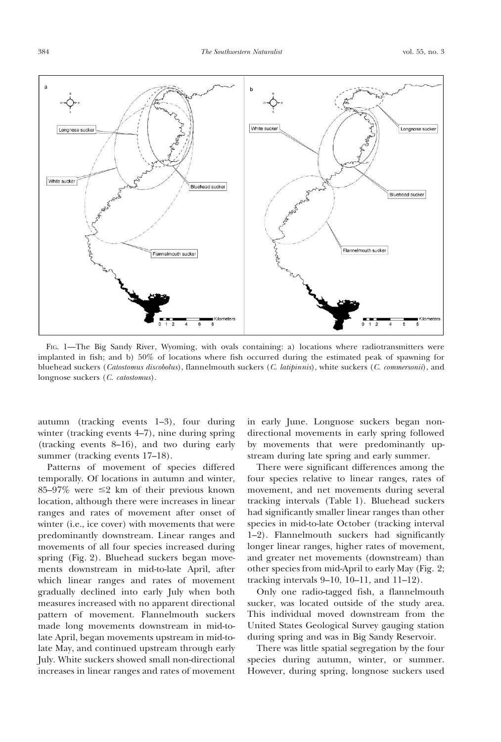FIG. 1—The Big Sandy River, Wyoming, with ovals containing: a) locations where radiotransmitters were implanted in fish; and b) 50% of locations where fish occurred during the estimated peak of spawning for bluehead suckers (*Catostomus discobolus*), flannelmouth suckers (*C. latipinnis*), white suckers (*C. commersonii*), and longnose suckers (*C. catostomus*).

autumn (tracking events 1–3), four during winter (tracking events 4–7), nine during spring (tracking events 8–16), and two during early summer (tracking events 17–18).

Patterns of movement of species differed temporally. Of locations in autumn and winter, 85–97% were ≤2 km of their previous known location, although there were increases in linear ranges and rates of movement after onset of winter (i.e., ice cover) with movements that were predominantly downstream. Linear ranges and movements of all four species increased during spring (Fig. 2). Bluehead suckers began movements downstream in mid-to-late April, after which linear ranges and rates of movement gradually declined into early July when both measures increased with no apparent directional pattern of movement. Flannelmouth suckers made long movements downstream in mid-to-late April, began movements upstream in mid-to-late May, and continued upstream through early July. White suckers showed small non-directional increases in linear ranges and rates of movement in early June. Longnose suckers began non-directional movements in early spring followed by movements that were predominantly upstream during late spring and early summer.

There were significant differences among the four species relative to linear ranges, rates of movement, and net movements during several tracking intervals (Table 1). Bluehead suckers had significantly smaller linear ranges than other species in mid-to-late October (tracking interval 1–2). Flannelmouth suckers had significantly longer linear ranges, higher rates of movement, and greater net movements (downstream) than other species from mid-April to early May (Fig. 2; tracking intervals 9–10, 10–11, and 11–12).

Only one radio-tagged fish, a flannelmouth sucker, was located outside of the study area. This individual moved downstream from the United States Geological Survey gauging station during spring and was in Big Sandy Reservoir.

There was little spatial segregation by the four species during autumn, winter, or summer. However, during spring, longnose suckers used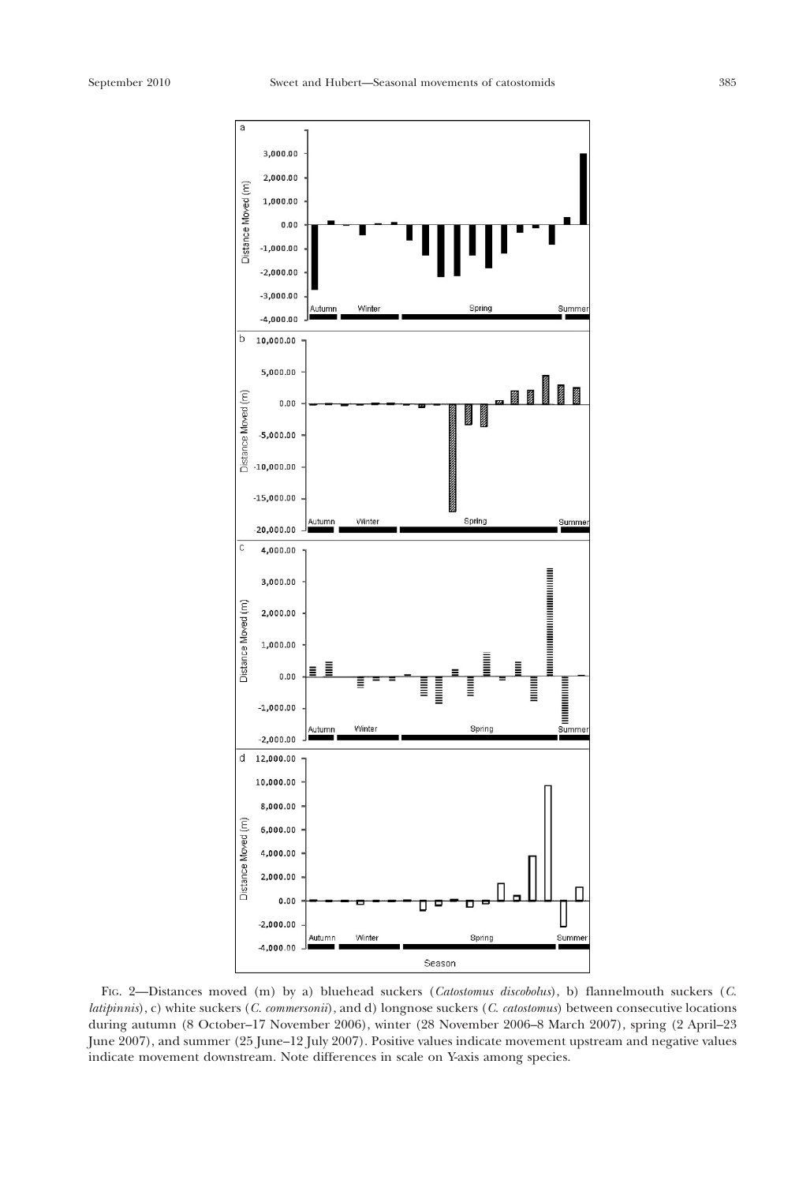FIG. 2—Distances moved (m) by a) bluehead suckers (*Catostomus discobolus*), b) flannelmouth suckers (*C. latipinnis*), c) white suckers (*C. commersonii*), and d) longnose suckers (*C. catostomus*) between consecutive locations during autumn (8 October–17 November 2006), winter (28 November 2006–8 March 2007), spring (2 April–23 June 2007), and summer (25 June–12 July 2007). Positive values indicate movement upstream and negative values indicate movement downstream. Note differences in scale on Y-axis among species.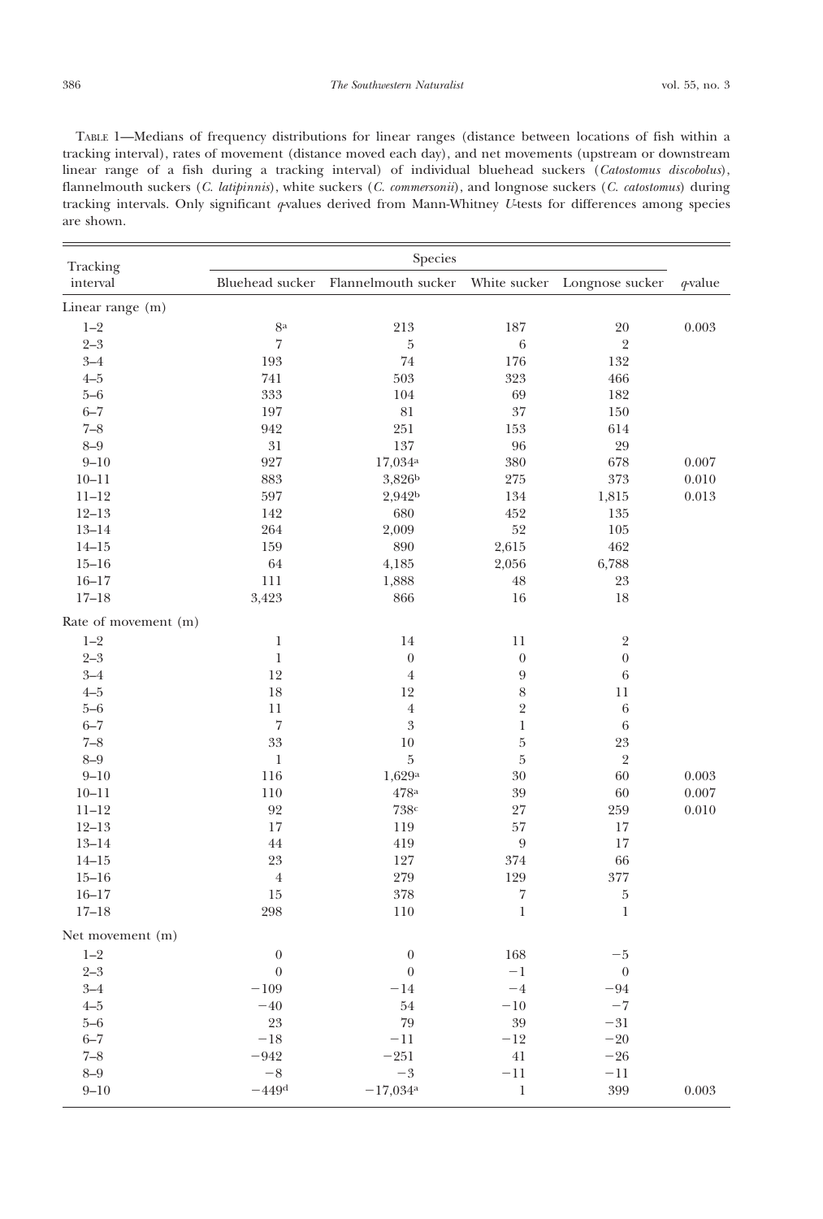TABLE 1—Medians of frequency distributions for linear ranges (distance between locations of fish within a tracking interval), rates of movement (distance moved each day), and net movements (upstream or downstream linear range of a fish during a tracking interval) of individual bluehead suckers (*Catostomus discobolus*), flannelmouth suckers (*C. latipinnis*), white suckers (*C. commersonii*), and longnose suckers (*C. catostomus*) during tracking intervals. Only significant *q*-values derived from Mann-Whitney *U*-tests for differences among species are shown.

| Tracking interval | Species | | | | *q*-value |
|---|---|---|---|---|---|
| | Bluehead sucker | Flannelmouth sucker | White sucker | Longnose sucker | |
| Linear range (m) | | | | | |
| 1–2 | 8[a] | 213 | 187 | 20 | 0.003 |
| 2–3 | 7 | 5 | 6 | 2 | |
| 3–4 | 193 | 74 | 176 | 132 | |
| 4–5 | 741 | 503 | 323 | 466 | |
| 5–6 | 333 | 104 | 69 | 182 | |
| 6–7 | 197 | 81 | 37 | 150 | |
| 7–8 | 942 | 251 | 153 | 614 | |
| 8–9 | 31 | 137 | 96 | 29 | |
| 9–10 | 927 | 17,034[a] | 380 | 678 | 0.007 |
| 10–11 | 883 | 3,826[b] | 275 | 373 | 0.010 |
| 11–12 | 597 | 2,942[b] | 134 | 1,815 | 0.013 |
| 12–13 | 142 | 680 | 452 | 135 | |
| 13–14 | 264 | 2,009 | 52 | 105 | |
| 14–15 | 159 | 890 | 2,615 | 462 | |
| 15–16 | 64 | 4,185 | 2,056 | 6,788 | |
| 16–17 | 111 | 1,888 | 48 | 23 | |
| 17–18 | 3,423 | 866 | 16 | 18 | |
| Rate of movement (m) | | | | | |
| 1–2 | 1 | 14 | 11 | 2 | |
| 2–3 | 1 | 0 | 0 | 0 | |
| 3–4 | 12 | 4 | 9 | 6 | |
| 4–5 | 18 | 12 | 8 | 11 | |
| 5–6 | 11 | 4 | 2 | 6 | |
| 6–7 | 7 | 3 | 1 | 6 | |
| 7–8 | 33 | 10 | 5 | 23 | |
| 8–9 | 1 | 5 | 5 | 2 | |
| 9–10 | 116 | 1,629[a] | 30 | 60 | 0.003 |
| 10–11 | 110 | 478[a] | 39 | 60 | 0.007 |
| 11–12 | 92 | 738[c] | 27 | 259 | 0.010 |
| 12–13 | 17 | 119 | 57 | 17 | |
| 13–14 | 44 | 419 | 9 | 17 | |
| 14–15 | 23 | 127 | 374 | 66 | |
| 15–16 | 4 | 279 | 129 | 377 | |
| 16–17 | 15 | 378 | 7 | 5 | |
| 17–18 | 298 | 110 | 1 | 1 | |
| Net movement (m) | | | | | |
| 1–2 | 0 | 0 | 168 | −5 | |
| 2–3 | 0 | 0 | −1 | 0 | |
| 3–4 | −109 | −14 | −4 | −94 | |
| 4–5 | −40 | 54 | −10 | −7 | |
| 5–6 | 23 | 79 | 39 | −31 | |
| 6–7 | −18 | −11 | −12 | −20 | |
| 7–8 | −942 | −251 | 41 | −26 | |
| 8–9 | −8 | −3 | −11 | −11 | |
| 9–10 | −449[d] | −17,034[a] | 1 | 399 | 0.003 |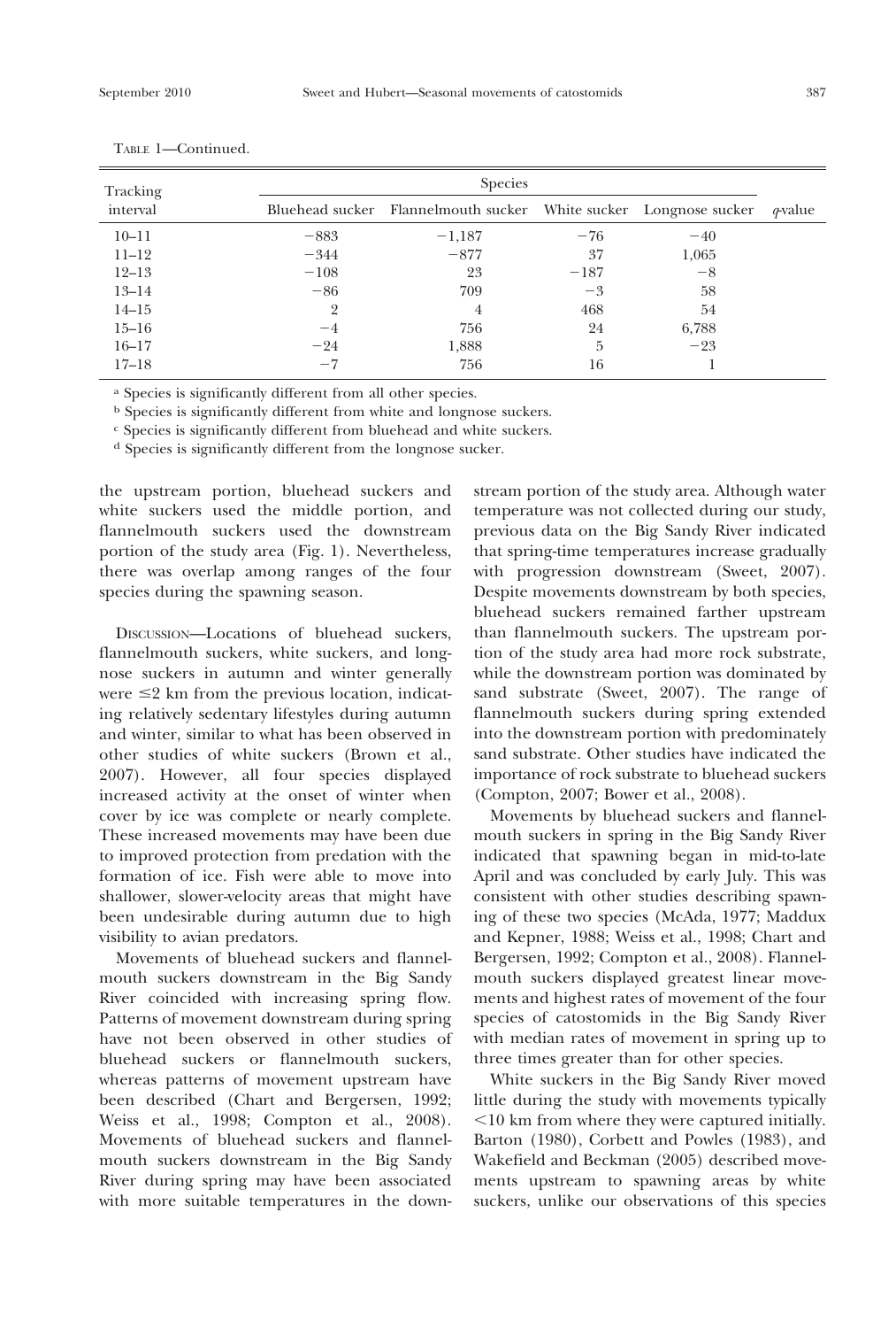TABLE 1—Continued.

| Tracking interval | Species | | | | $q$-value |
|---|---|---|---|---|---|
| | Bluehead sucker | Flannelmouth sucker | White sucker | Longnose sucker | |
| 10–11 | −883 | −1,187 | −76 | −40 | |
| 11–12 | −344 | −877 | 37 | 1,065 | |
| 12–13 | −108 | 23 | −187 | −8 | |
| 13–14 | −86 | 709 | −3 | 58 | |
| 14–15 | 2 | 4 | 468 | 54 | |
| 15–16 | −4 | 756 | 24 | 6,788 | |
| 16–17 | −24 | 1,888 | 5 | −23 | |
| 17–18 | −7 | 756 | 16 | 1 | |

[a] Species is significantly different from all other species.

[b] Species is significantly different from white and longnose suckers.

[c] Species is significantly different from bluehead and white suckers.

[d] Species is significantly different from the longnose sucker.

the upstream portion, bluehead suckers and white suckers used the middle portion, and flannelmouth suckers used the downstream portion of the study area (Fig. 1). Nevertheless, there was overlap among ranges of the four species during the spawning season.

DISCUSSION—Locations of bluehead suckers, flannelmouth suckers, white suckers, and longnose suckers in autumn and winter generally were ≤2 km from the previous location, indicating relatively sedentary lifestyles during autumn and winter, similar to what has been observed in other studies of white suckers (Brown et al., 2007). However, all four species displayed increased activity at the onset of winter when cover by ice was complete or nearly complete. These increased movements may have been due to improved protection from predation with the formation of ice. Fish were able to move into shallower, slower-velocity areas that might have been undesirable during autumn due to high visibility to avian predators.

Movements of bluehead suckers and flannelmouth suckers downstream in the Big Sandy River coincided with increasing spring flow. Patterns of movement downstream during spring have not been observed in other studies of bluehead suckers or flannelmouth suckers, whereas patterns of movement upstream have been described (Chart and Bergersen, 1992; Weiss et al., 1998; Compton et al., 2008). Movements of bluehead suckers and flannelmouth suckers downstream in the Big Sandy River during spring may have been associated with more suitable temperatures in the downstream portion of the study area. Although water temperature was not collected during our study, previous data on the Big Sandy River indicated that spring-time temperatures increase gradually with progression downstream (Sweet, 2007). Despite movements downstream by both species, bluehead suckers remained farther upstream than flannelmouth suckers. The upstream portion of the study area had more rock substrate, while the downstream portion was dominated by sand substrate (Sweet, 2007). The range of flannelmouth suckers during spring extended into the downstream portion with predominately sand substrate. Other studies have indicated the importance of rock substrate to bluehead suckers (Compton, 2007; Bower et al., 2008).

Movements by bluehead suckers and flannelmouth suckers in spring in the Big Sandy River indicated that spawning began in mid-to-late April and was concluded by early July. This was consistent with other studies describing spawning of these two species (McAda, 1977; Maddux and Kepner, 1988; Weiss et al., 1998; Chart and Bergersen, 1992; Compton et al., 2008). Flannelmouth suckers displayed greatest linear movements and highest rates of movement of the four species of catostomids in the Big Sandy River with median rates of movement in spring up to three times greater than for other species.

White suckers in the Big Sandy River moved little during the study with movements typically <10 km from where they were captured initially. Barton (1980), Corbett and Powles (1983), and Wakefield and Beckman (2005) described movements upstream to spawning areas by white suckers, unlike our observations of this species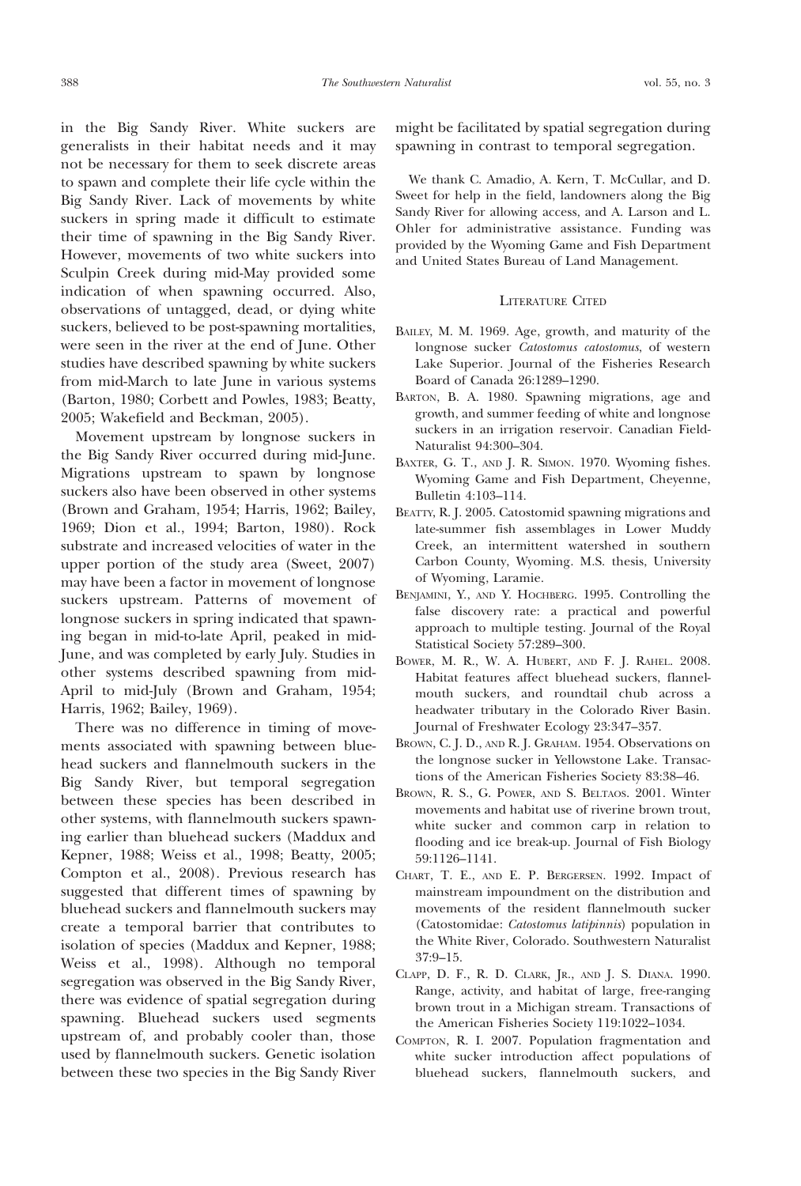in the Big Sandy River. White suckers are generalists in their habitat needs and it may not be necessary for them to seek discrete areas to spawn and complete their life cycle within the Big Sandy River. Lack of movements by white suckers in spring made it difficult to estimate their time of spawning in the Big Sandy River. However, movements of two white suckers into Sculpin Creek during mid-May provided some indication of when spawning occurred. Also, observations of untagged, dead, or dying white suckers, believed to be post-spawning mortalities, were seen in the river at the end of June. Other studies have described spawning by white suckers from mid-March to late June in various systems (Barton, 1980; Corbett and Powles, 1983; Beatty, 2005; Wakefield and Beckman, 2005).

Movement upstream by longnose suckers in the Big Sandy River occurred during mid-June. Migrations upstream to spawn by longnose suckers also have been observed in other systems (Brown and Graham, 1954; Harris, 1962; Bailey, 1969; Dion et al., 1994; Barton, 1980). Rock substrate and increased velocities of water in the upper portion of the study area (Sweet, 2007) may have been a factor in movement of longnose suckers upstream. Patterns of movement of longnose suckers in spring indicated that spawning began in mid-to-late April, peaked in mid-June, and was completed by early July. Studies in other systems described spawning from mid-April to mid-July (Brown and Graham, 1954; Harris, 1962; Bailey, 1969).

There was no difference in timing of movements associated with spawning between bluehead suckers and flannelmouth suckers in the Big Sandy River, but temporal segregation between these species has been described in other systems, with flannelmouth suckers spawning earlier than bluehead suckers (Maddux and Kepner, 1988; Weiss et al., 1998; Beatty, 2005; Compton et al., 2008). Previous research has suggested that different times of spawning by bluehead suckers and flannelmouth suckers may create a temporal barrier that contributes to isolation of species (Maddux and Kepner, 1988; Weiss et al., 1998). Although no temporal segregation was observed in the Big Sandy River, there was evidence of spatial segregation during spawning. Bluehead suckers used segments upstream of, and probably cooler than, those used by flannelmouth suckers. Genetic isolation between these two species in the Big Sandy River might be facilitated by spatial segregation during spawning in contrast to temporal segregation.

We thank C. Amadio, A. Kern, T. McCullar, and D. Sweet for help in the field, landowners along the Big Sandy River for allowing access, and A. Larson and L. Ohler for administrative assistance. Funding was provided by the Wyoming Game and Fish Department and United States Bureau of Land Management.

## Literature Cited

Bailey, M. M. 1969. Age, growth, and maturity of the longnose sucker *Catostomus catostomus*, of western Lake Superior. Journal of the Fisheries Research Board of Canada 26:1289–1290.

Barton, B. A. 1980. Spawning migrations, age and growth, and summer feeding of white and longnose suckers in an irrigation reservoir. Canadian Field-Naturalist 94:300–304.

Baxter, G. T., and J. R. Simon. 1970. Wyoming fishes. Wyoming Game and Fish Department, Cheyenne, Bulletin 4:103–114.

Beatty, R. J. 2005. Catostomid spawning migrations and late-summer fish assemblages in Lower Muddy Creek, an intermittent watershed in southern Carbon County, Wyoming. M.S. thesis, University of Wyoming, Laramie.

Benjamini, Y., and Y. Hochberg. 1995. Controlling the false discovery rate: a practical and powerful approach to multiple testing. Journal of the Royal Statistical Society 57:289–300.

Bower, M. R., W. A. Hubert, and F. J. Rahel. 2008. Habitat features affect bluehead suckers, flannelmouth suckers, and roundtail chub across a headwater tributary in the Colorado River Basin. Journal of Freshwater Ecology 23:347–357.

Brown, C. J. D., and R. J. Graham. 1954. Observations on the longnose sucker in Yellowstone Lake. Transactions of the American Fisheries Society 83:38–46.

Brown, R. S., G. Power, and S. Beltaos. 2001. Winter movements and habitat use of riverine brown trout, white sucker and common carp in relation to flooding and ice break-up. Journal of Fish Biology 59:1126–1141.

Chart, T. E., and E. P. Bergersen. 1992. Impact of mainstream impoundment on the distribution and movements of the resident flannelmouth sucker (Catostomidae: *Catostomus latipinnis*) population in the White River, Colorado. Southwestern Naturalist 37:9–15.

Clapp, D. F., R. D. Clark, Jr., and J. S. Diana. 1990. Range, activity, and habitat of large, free-ranging brown trout in a Michigan stream. Transactions of the American Fisheries Society 119:1022–1034.

Compton, R. I. 2007. Population fragmentation and white sucker introduction affect populations of bluehead suckers, flannelmouth suckers, and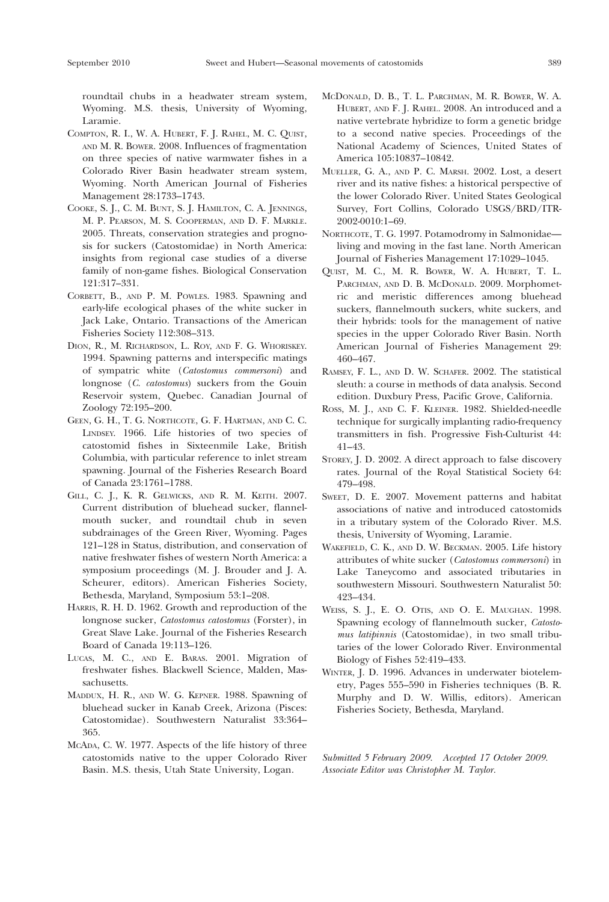roundtail chubs in a headwater stream system, Wyoming. M.S. thesis, University of Wyoming, Laramie.

COMPTON, R. I., W. A. HUBERT, F. J. RAHEL, M. C. QUIST, AND M. R. BOWER. 2008. Influences of fragmentation on three species of native warmwater fishes in a Colorado River Basin headwater stream system, Wyoming. North American Journal of Fisheries Management 28:1733–1743.

COOKE, S. J., C. M. BUNT, S. J. HAMILTON, C. A. JENNINGS, M. P. PEARSON, M. S. COOPERMAN, AND D. F. MARKLE. 2005. Threats, conservation strategies and prognosis for suckers (Catostomidae) in North America: insights from regional case studies of a diverse family of non-game fishes. Biological Conservation 121:317–331.

CORBETT, B., AND P. M. POWLES. 1983. Spawning and early-life ecological phases of the white sucker in Jack Lake, Ontario. Transactions of the American Fisheries Society 112:308–313.

DION, R., M. RICHARDSON, L. ROY, AND F. G. WHORISKEY. 1994. Spawning patterns and interspecific matings of sympatric white (*Catostomus commersoni*) and longnose (*C. catostomus*) suckers from the Gouin Reservoir system, Quebec. Canadian Journal of Zoology 72:195–200.

GEEN, G. H., T. G. NORTHCOTE, G. F. HARTMAN, AND C. C. LINDSEY. 1966. Life histories of two species of catostomid fishes in Sixteenmile Lake, British Columbia, with particular reference to inlet stream spawning. Journal of the Fisheries Research Board of Canada 23:1761–1788.

GILL, C. J., K. R. GELWICKS, AND R. M. KEITH. 2007. Current distribution of bluehead sucker, flannelmouth sucker, and roundtail chub in seven subdrainages of the Green River, Wyoming. Pages 121–128 in Status, distribution, and conservation of native freshwater fishes of western North America: a symposium proceedings (M. J. Brouder and J. A. Scheurer, editors). American Fisheries Society, Bethesda, Maryland, Symposium 53:1–208.

HARRIS, R. H. D. 1962. Growth and reproduction of the longnose sucker, *Catostomus catostomus* (Forster), in Great Slave Lake. Journal of the Fisheries Research Board of Canada 19:113–126.

LUCAS, M. C., AND E. BARAS. 2001. Migration of freshwater fishes. Blackwell Science, Malden, Massachusetts.

MADDUX, H. R., AND W. G. KEPNER. 1988. Spawning of bluehead sucker in Kanab Creek, Arizona (Pisces: Catostomidae). Southwestern Naturalist 33:364–365.

MCADA, C. W. 1977. Aspects of the life history of three catostomids native to the upper Colorado River Basin. M.S. thesis, Utah State University, Logan.

MCDONALD, D. B., T. L. PARCHMAN, M. R. BOWER, W. A. HUBERT, AND F. J. RAHEL. 2008. An introduced and a native vertebrate hybridize to form a genetic bridge to a second native species. Proceedings of the National Academy of Sciences, United States of America 105:10837–10842.

MUELLER, G. A., AND P. C. MARSH. 2002. Lost, a desert river and its native fishes: a historical perspective of the lower Colorado River. United States Geological Survey, Fort Collins, Colorado USGS/BRD/ITR-2002-0010:1–69.

NORTHCOTE, T. G. 1997. Potamodromy in Salmonidae—living and moving in the fast lane. North American Journal of Fisheries Management 17:1029–1045.

QUIST, M. C., M. R. BOWER, W. A. HUBERT, T. L. PARCHMAN, AND D. B. MCDONALD. 2009. Morphometric and meristic differences among bluehead suckers, flannelmouth suckers, white suckers, and their hybrids: tools for the management of native species in the upper Colorado River Basin. North American Journal of Fisheries Management 29: 460–467.

RAMSEY, F. L., AND D. W. SCHAFER. 2002. The statistical sleuth: a course in methods of data analysis. Second edition. Duxbury Press, Pacific Grove, California.

ROSS, M. J., AND C. F. KLEINER. 1982. Shielded-needle technique for surgically implanting radio-frequency transmitters in fish. Progressive Fish-Culturist 44: 41–43.

STOREY, J. D. 2002. A direct approach to false discovery rates. Journal of the Royal Statistical Society 64: 479–498.

SWEET, D. E. 2007. Movement patterns and habitat associations of native and introduced catostomids in a tributary system of the Colorado River. M.S. thesis, University of Wyoming, Laramie.

WAKEFIELD, C. K., AND D. W. BECKMAN. 2005. Life history attributes of white sucker (*Catostomus commersoni*) in Lake Taneycomo and associated tributaries in southwestern Missouri. Southwestern Naturalist 50: 423–434.

WEISS, S. J., E. O. OTIS, AND O. E. MAUGHAN. 1998. Spawning ecology of flannelmouth sucker, *Catostomus latipinnis* (Catostomidae), in two small tributaries of the lower Colorado River. Environmental Biology of Fishes 52:419–433.

WINTER, J. D. 1996. Advances in underwater biotelemetry, Pages 555–590 in Fisheries techniques (B. R. Murphy and D. W. Willis, editors). American Fisheries Society, Bethesda, Maryland.

*Submitted 5 February 2009. Accepted 17 October 2009.*
*Associate Editor was Christopher M. Taylor.*